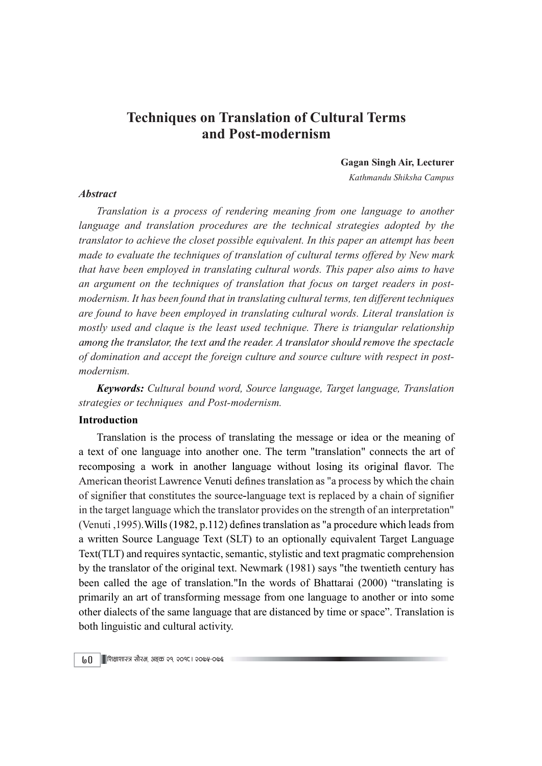# Techniques on Translation of Cultural Terms and Post-modernism

**Gagan Singh Air, Lecturer**

*Kathmandu Shiksha Campus*

***Abstract***

*Translation is a process of rendering meaning from one language to another language and translation procedures are the technical strategies adopted by the translator to achieve the closet possible equivalent. In this paper an attempt has been made to evaluate the techniques of translation of cultural terms offered by New mark that have been employed in translating cultural words. This paper also aims to have an argument on the techniques of translation that focus on target readers in post-modernism. It has been found that in translating cultural terms, ten different techniques are found to have been employed in translating cultural words. Literal translation is mostly used and claque is the least used technique. There is triangular relationship among the translator, the text and the reader. A translator should remove the spectacle of domination and accept the foreign culture and source culture with respect in post-modernism.*

***Keywords:*** *Cultural bound word, Source language, Target language, Translation strategies or techniques and Post-modernism.*

## Introduction

Translation is the process of translating the message or idea or the meaning of a text of one language into another one. The term "translation" connects the art of recomposing a work in another language without losing its original flavor. The American theorist Lawrence Venuti defines translation as "a process by which the chain of signifier that constitutes the source-language text is replaced by a chain of signifier in the target language which the translator provides on the strength of an interpretation" (Venuti ,1995).Wills (1982, p.112) defines translation as "a procedure which leads from a written Source Language Text (SLT) to an optionally equivalent Target Language Text(TLT) and requires syntactic, semantic, stylistic and text pragmatic comprehension by the translator of the original text. Newmark (1981) says "the twentieth century has been called the age of translation."In the words of Bhattarai (2000) “translating is primarily an art of transforming message from one language to another or into some other dialects of the same language that are distanced by time or space”. Translation is both linguistic and cultural activity.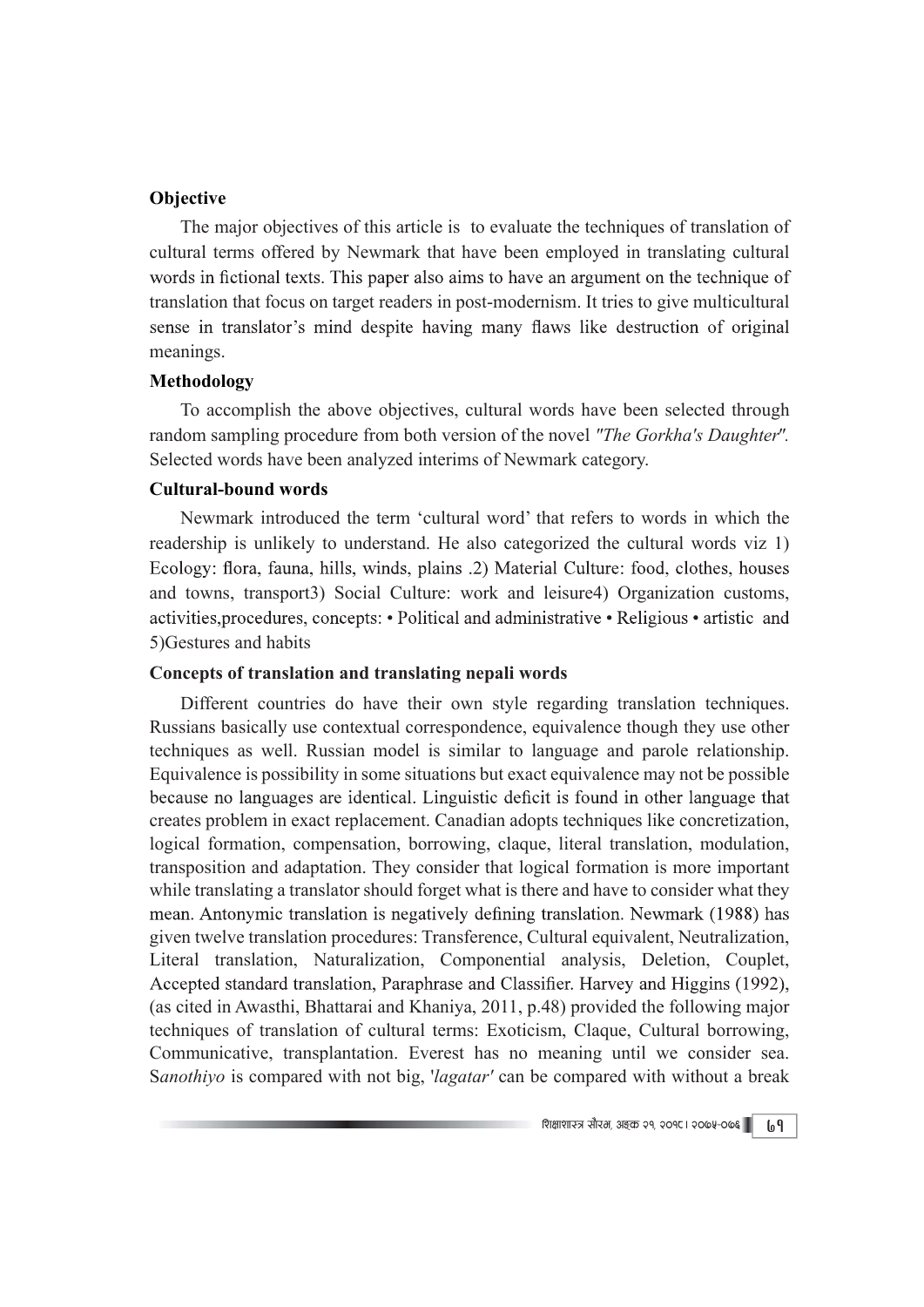## Objective

The major objectives of this article is to evaluate the techniques of translation of cultural terms offered by Newmark that have been employed in translating cultural words in fictional texts. This paper also aims to have an argument on the technique of translation that focus on target readers in post-modernism. It tries to give multicultural sense in translator's mind despite having many flaws like destruction of original meanings.

## Methodology

To accomplish the above objectives, cultural words have been selected through random sampling procedure from both version of the novel *"The Gorkha's Daughter"*. Selected words have been analyzed interims of Newmark category.

## Cultural-bound words

Newmark introduced the term 'cultural word' that refers to words in which the readership is unlikely to understand. He also categorized the cultural words viz 1) Ecology: flora, fauna, hills, winds, plains .2) Material Culture: food, clothes, houses and towns, transport3) Social Culture: work and leisure4) Organization customs, activities,procedures, concepts: • Political and administrative • Religious • artistic and 5)Gestures and habits

## Concepts of translation and translating nepali words

Different countries do have their own style regarding translation techniques. Russians basically use contextual correspondence, equivalence though they use other techniques as well. Russian model is similar to language and parole relationship. Equivalence is possibility in some situations but exact equivalence may not be possible because no languages are identical. Linguistic deficit is found in other language that creates problem in exact replacement. Canadian adopts techniques like concretization, logical formation, compensation, borrowing, claque, literal translation, modulation, transposition and adaptation. They consider that logical formation is more important while translating a translator should forget what is there and have to consider what they mean. Antonymic translation is negatively defining translation. Newmark (1988) has given twelve translation procedures: Transference, Cultural equivalent, Neutralization, Literal translation, Naturalization, Componential analysis, Deletion, Couplet, Accepted standard translation, Paraphrase and Classifier. Harvey and Higgins (1992), (as cited in Awasthi, Bhattarai and Khaniya, 2011, p.48) provided the following major techniques of translation of cultural terms: Exoticism, Claque, Cultural borrowing, Communicative, transplantation. Everest has no meaning until we consider sea. S*anothiyo* is compared with not big, '*lagatar*' can be compared with without a break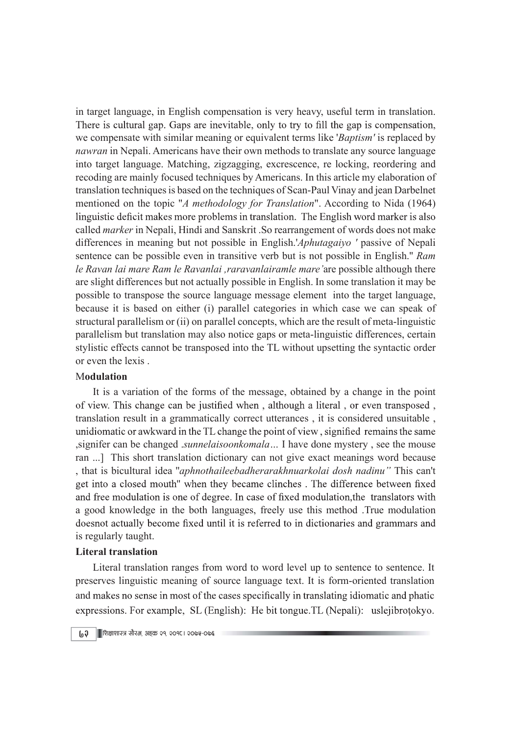in target language, in English compensation is very heavy, useful term in translation. There is cultural gap. Gaps are inevitable, only to try to fill the gap is compensation, we compensate with similar meaning or equivalent terms like '*Baptism'* is replaced by *nawran* in Nepali. Americans have their own methods to translate any source language into target language. Matching, zigzagging, excrescence, re locking, reordering and recoding are mainly focused techniques by Americans. In this article my elaboration of translation techniques is based on the techniques of Scan-Paul Vinay and jean Darbelnet mentioned on the topic "*A methodology for Translation*". According to Nida (1964) linguistic deficit makes more problems in translation. The English word marker is also called *marker* in Nepali, Hindi and Sanskrit .So rearrangement of words does not make differences in meaning but not possible in English.'*Aphutagaiyo '* passive of Nepali sentence can be possible even in transitive verb but is not possible in English." *Ram le Ravan lai mare Ram le Ravanlai ,raravanlairamle mare'*are possible although there are slight differences but not actually possible in English. In some translation it may be possible to transpose the source language message element into the target language, because it is based on either (i) parallel categories in which case we can speak of structural parallelism or (ii) on parallel concepts, which are the result of meta-linguistic parallelism but translation may also notice gaps or meta-linguistic differences, certain stylistic effects cannot be transposed into the TL without upsetting the syntactic order or even the lexis .

**Modulation**

It is a variation of the forms of the message, obtained by a change in the point of view. This change can be justified when , although a literal , or even transposed , translation result in a grammatically correct utterances , it is considered unsuitable , unidiomatic or awkward in the TL change the point of view , signified remains the same ,signifer can be changed .*sunnelaisoonkomala…* I have done mystery , see the mouse ran ...] This short translation dictionary can not give exact meanings word because , that is bicultural idea "*aphnothaileebadherarakhnuarkolai dosh nadinu"* This can't get into a closed mouth" when they became clinches . The difference between fixed and free modulation is one of degree. In case of fixed modulation,the translators with a good knowledge in the both languages, freely use this method .True modulation doesnot actually become fixed until it is referred to in dictionaries and grammars and is regularly taught.

**Literal translation**

Literal translation ranges from word to word level up to sentence to sentence. It preserves linguistic meaning of source language text. It is form-oriented translation and makes no sense in most of the cases specifically in translating idiomatic and phatic expressions. For example, SL (English): He bit tongue.TL (Nepali): uslejibroṭokyo.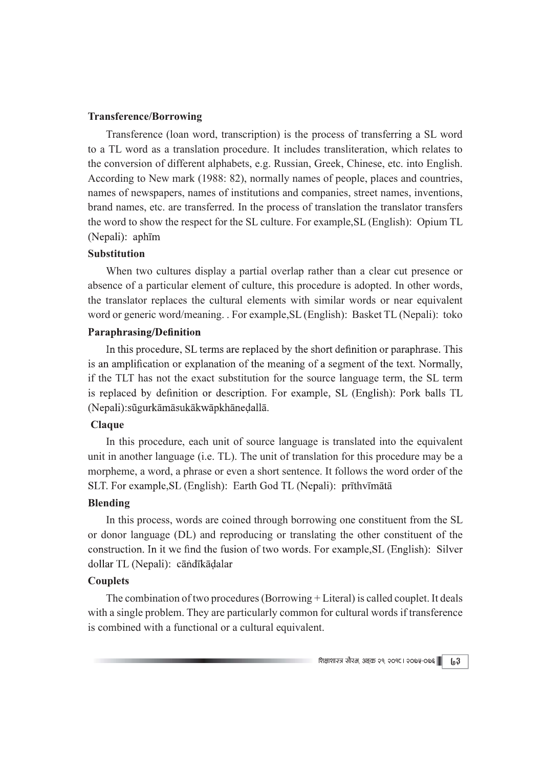### Transference/Borrowing

Transference (loan word, transcription) is the process of transferring a SL word to a TL word as a translation procedure. It includes transliteration, which relates to the conversion of different alphabets, e.g. Russian, Greek, Chinese, etc. into English. According to New mark (1988: 82), normally names of people, places and countries, names of newspapers, names of institutions and companies, street names, inventions, brand names, etc. are transferred. In the process of translation the translator transfers the word to show the respect for the SL culture. For example,SL (English): Opium TL (Nepali): aphīm

### Substitution

When two cultures display a partial overlap rather than a clear cut presence or absence of a particular element of culture, this procedure is adopted. In other words, the translator replaces the cultural elements with similar words or near equivalent word or generic word/meaning. . For example,SL (English): Basket TL (Nepali): toko

### Paraphrasing/Definition

In this procedure, SL terms are replaced by the short definition or paraphrase. This is an amplification or explanation of the meaning of a segment of the text. Normally, if the TLT has not the exact substitution for the source language term, the SL term is replaced by definition or description. For example, SL (English): Pork balls TL (Nepali):sũgurkāmāsukākwāpkhāneḍallā.

### Claque

In this procedure, each unit of source language is translated into the equivalent unit in another language (i.e. TL). The unit of translation for this procedure may be a morpheme, a word, a phrase or even a short sentence. It follows the word order of the SLT. For example,SL (English): Earth God TL (Nepali): prīthvīmātā

### Blending

In this process, words are coined through borrowing one constituent from the SL or donor language (DL) and reproducing or translating the other constituent of the construction. In it we find the fusion of two words. For example,SL (English): Silver dollar TL (Nepali): cāṅdīkāḍalar

### Couplets

The combination of two procedures (Borrowing + Literal) is called couplet. It deals with a single problem. They are particularly common for cultural words if transference is combined with a functional or a cultural equivalent.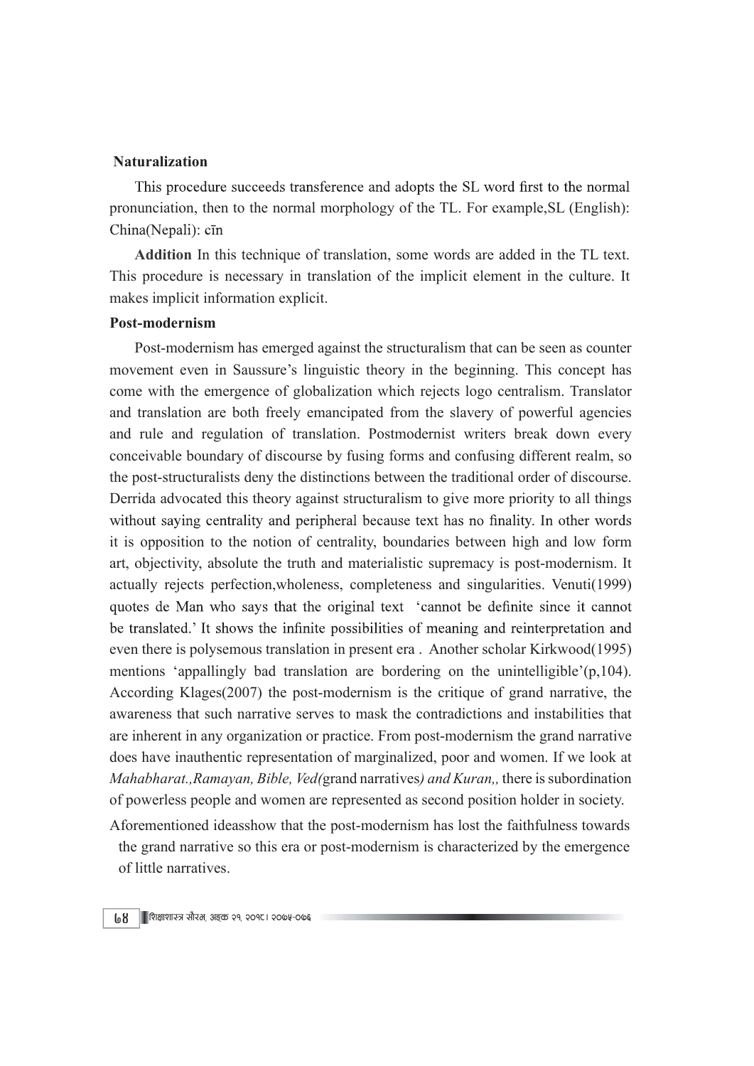**Naturalization**

This procedure succeeds transference and adopts the SL word first to the normal pronunciation, then to the normal morphology of the TL. For example,SL (English): China(Nepali): cīn

**Addition** In this technique of translation, some words are added in the TL text. This procedure is necessary in translation of the implicit element in the culture. It makes implicit information explicit.

**Post-modernism**

Post-modernism has emerged against the structuralism that can be seen as counter movement even in Saussure's linguistic theory in the beginning. This concept has come with the emergence of globalization which rejects logo centralism. Translator and translation are both freely emancipated from the slavery of powerful agencies and rule and regulation of translation. Postmodernist writers break down every conceivable boundary of discourse by fusing forms and confusing different realm, so the post-structuralists deny the distinctions between the traditional order of discourse. Derrida advocated this theory against structuralism to give more priority to all things without saying centrality and peripheral because text has no finality. In other words it is opposition to the notion of centrality, boundaries between high and low form art, objectivity, absolute the truth and materialistic supremacy is post-modernism. It actually rejects perfection,wholeness, completeness and singularities. Venuti(1999) quotes de Man who says that the original text 'cannot be definite since it cannot be translated.' It shows the infinite possibilities of meaning and reinterpretation and even there is polysemous translation in present era . Another scholar Kirkwood(1995) mentions 'appallingly bad translation are bordering on the unintelligible'(p,104). According Klages(2007) the post-modernism is the critique of grand narrative, the awareness that such narrative serves to mask the contradictions and instabilities that are inherent in any organization or practice. From post-modernism the grand narrative does have inauthentic representation of marginalized, poor and women. If we look at *Mahabharat.,Ramayan, Bible, Ved(*grand narratives*) and Kuran,,* there is subordination of powerless people and women are represented as second position holder in society.

Aforementioned ideasshow that the post-modernism has lost the faithfulness towards the grand narrative so this era or post-modernism is characterized by the emergence of little narratives.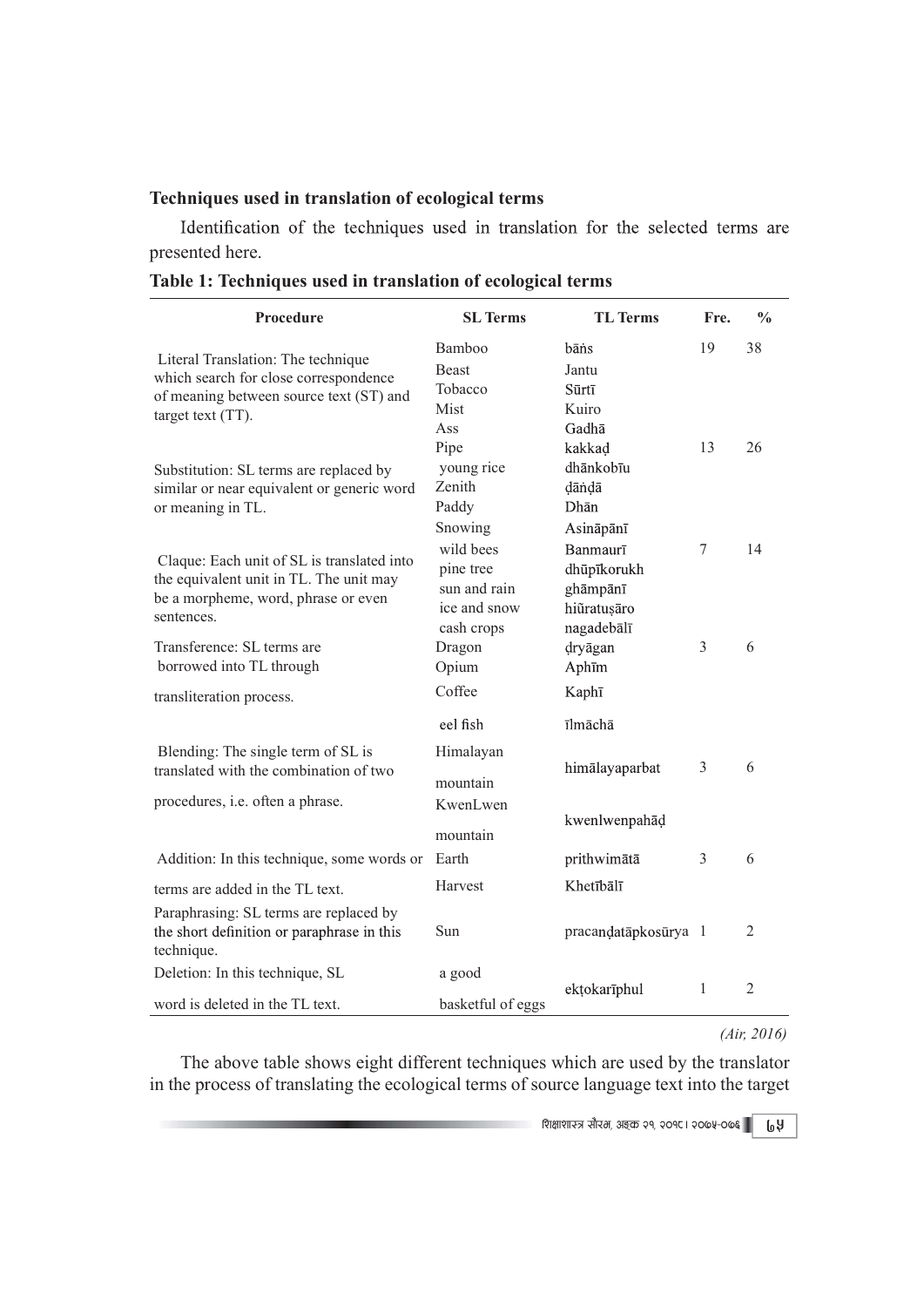### Techniques used in translation of ecological terms

Identification of the techniques used in translation for the selected terms are presented here.

**Table 1: Techniques used in translation of ecological terms**

| Procedure | SL Terms | TL Terms | Fre. | % |
|---|---|---|---|---|
| Literal Translation: The technique which search for close correspondence of meaning between source text (ST) and target text (TT). | Bamboo | bāṅs | 19 | 38 |
| | Beast | Jantu | | |
| | Tobacco | Sūrtī | | |
| | Mist | Kuiro | | |
| | Ass | Gadhā | | |
| Substitution: SL terms are replaced by similar or near equivalent or generic word or meaning in TL. | Pipe | kakkaḍ | 13 | 26 |
| | young rice | dhānkobīu | | |
| | Zenith | ḍāṅḍā | | |
| | Paddy | Dhān | | |
| | Snowing | Asināpānī | | |
| Claque: Each unit of SL is translated into the equivalent unit in TL. The unit may be a morpheme, word, phrase or even sentences. | wild bees | Banmaurī | 7 | 14 |
| | pine tree | dhūpīkorukh | | |
| | sun and rain | ghāmpānī | | |
| | ice and snow | hiũratuṣāro | | |
| | cash crops | nagadebālī | | |
| Transference: SL terms are borrowed into TL through transliteration process. | Dragon | ḍryāgan | 3 | 6 |
| | Opium | Aphīm | | |
| | Coffee | Kaphī | | |
| | eel fish | īlmāchā | | |
| Blending: The single term of SL is translated with the combination of two procedures, i.e. often a phrase. | Himalayan mountain | himālayaparbat | 3 | 6 |
| | KwenLwen mountain | kwenlwenpahāḍ | | |
| Addition: In this technique, some words or terms are added in the TL text. | Earth | prithwimātā | 3 | 6 |
| | Harvest | Khetībālī | | |
| Paraphrasing: SL terms are replaced by the short definition or paraphrase in this technique. | Sun | pracanḍatāpkosūrya | 1 | 2 |
| Deletion: In this technique, SL word is deleted in the TL text. | a good basketful of eggs | ekṭokarīphul | 1 | 2 |

*(Air, 2016)*

The above table shows eight different techniques which are used by the translator in the process of translating the ecological terms of source language text into the target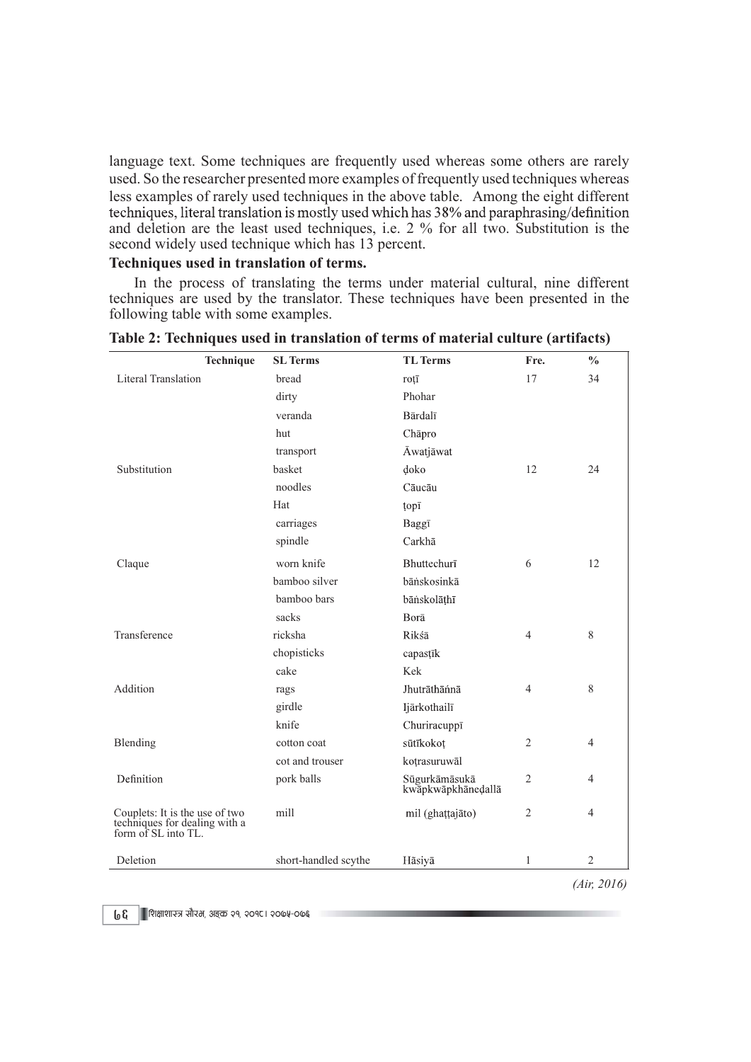language text. Some techniques are frequently used whereas some others are rarely used. So the researcher presented more examples of frequently used techniques whereas less examples of rarely used techniques in the above table. Among the eight different techniques, literal translation is mostly used which has 38% and paraphrasing/definition and deletion are the least used techniques, i.e. 2 % for all two. Substitution is the second widely used technique which has 13 percent.

**Techniques used in translation of terms.**

In the process of translating the terms under material cultural, nine different techniques are used by the translator. These techniques have been presented in the following table with some examples.

**Table 2: Techniques used in translation of terms of material culture (artifacts)**

| Technique | SL Terms | TL Terms | Fre. | % |
|---|---|---|---|---|
| Literal Translation | bread | roṭī | 17 | 34 |
| | dirty | Phohar | | |
| | veranda | Bārdalī | | |
| | hut | Chāpro | | |
| | transport | Āwatjāwat | | |
| Substitution | basket | ḍoko | 12 | 24 |
| | noodles | Cāucāu | | |
| | Hat | ṭopī | | |
| | carriages | Baggī | | |
| | spindle | Carkhā | | |
| Claque | worn knife | Bhuttechurī | 6 | 12 |
| | bamboo silver | bāṅskosinkā | | |
| | bamboo bars | bāṅskolāṭhī | | |
| | sacks | Borā | | |
| Transference | ricksha | Rikśā | 4 | 8 |
| | chopisticks | capasṭīk | | |
| | cake | Kek | | |
| Addition | rags | Jhutrāthāńnā | 4 | 8 |
| | girdle | Ijārkothailī | | |
| | knife | Churiracuppī | | |
| Blending | cotton coat | sūtīkokoṭ | 2 | 4 |
| | cot and trouser | koṭrasuruwāl | | |
| Definition | pork balls | Sūgurkāmāsukā kwāpkwāpkhāneḍallā | 2 | 4 |
| Couplets: It is the use of two techniques for dealing with a form of SL into TL. | mill | mil (ghaṭṭajāto) | 2 | 4 |
| Deletion | short-handled scythe | Hāsiyā | 1 | 2 |

*(Air, 2016)*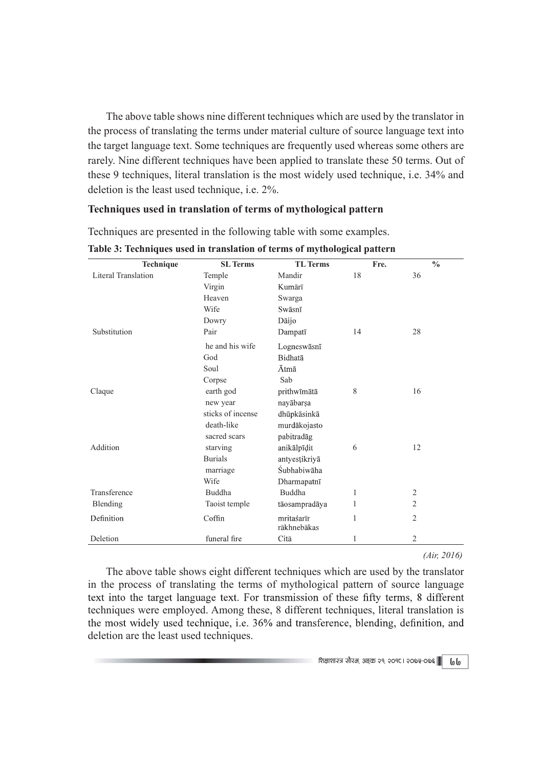The above table shows nine different techniques which are used by the translator in the process of translating the terms under material culture of source language text into the target language text. Some techniques are frequently used whereas some others are rarely. Nine different techniques have been applied to translate these 50 terms. Out of these 9 techniques, literal translation is the most widely used technique, i.e. 34% and deletion is the least used technique, i.e. 2%.

### Techniques used in translation of terms of mythological pattern

Techniques are presented in the following table with some examples.

**Table 3: Techniques used in translation of terms of mythological pattern**

| Technique | SL Terms | TL Terms | Fre. | % |
|---|---|---|---|---|
| Literal Translation | Temple | Mandir | 18 | 36 |
| | Virgin | Kumārī | | |
| | Heaven | Swarga | | |
| | Wife | Swāsnī | | |
| | Dowry | Dāijo | | |
| Substitution | Pair | Dampatī | 14 | 28 |
| | he and his wife | Logneswāsnī | | |
| | God | Bidhatā | | |
| | Soul | Ātmā | | |
| | Corpse | Sab | | |
| Claque | earth god | prithwīmātā | 8 | 16 |
| | new year | nayābarṣa | | |
| | sticks of incense | dhūpkāsinkā | | |
| | death-like | murdākojasto | | |
| | sacred scars | pabitradāg | | |
| Addition | starving | anikālpīḍit | 6 | 12 |
| | Burials | antyesṭikriyā | | |
| | marriage | Śubhabiwāha | | |
| | Wife | Dharmapatnī | | |
| Transference | Buddha | Buddha | 1 | 2 |
| Blending | Taoist temple | tāosampradāya | 1 | 2 |
| Definition | Coffin | mritaśarīr rākhnebākas | 1 | 2 |
| Deletion | funeral fire | Citā | 1 | 2 |

*(Air, 2016)*

The above table shows eight different techniques which are used by the translator in the process of translating the terms of mythological pattern of source language text into the target language text. For transmission of these fifty terms, 8 different techniques were employed. Among these, 8 different techniques, literal translation is the most widely used technique, i.e. 36% and transference, blending, definition, and deletion are the least used techniques.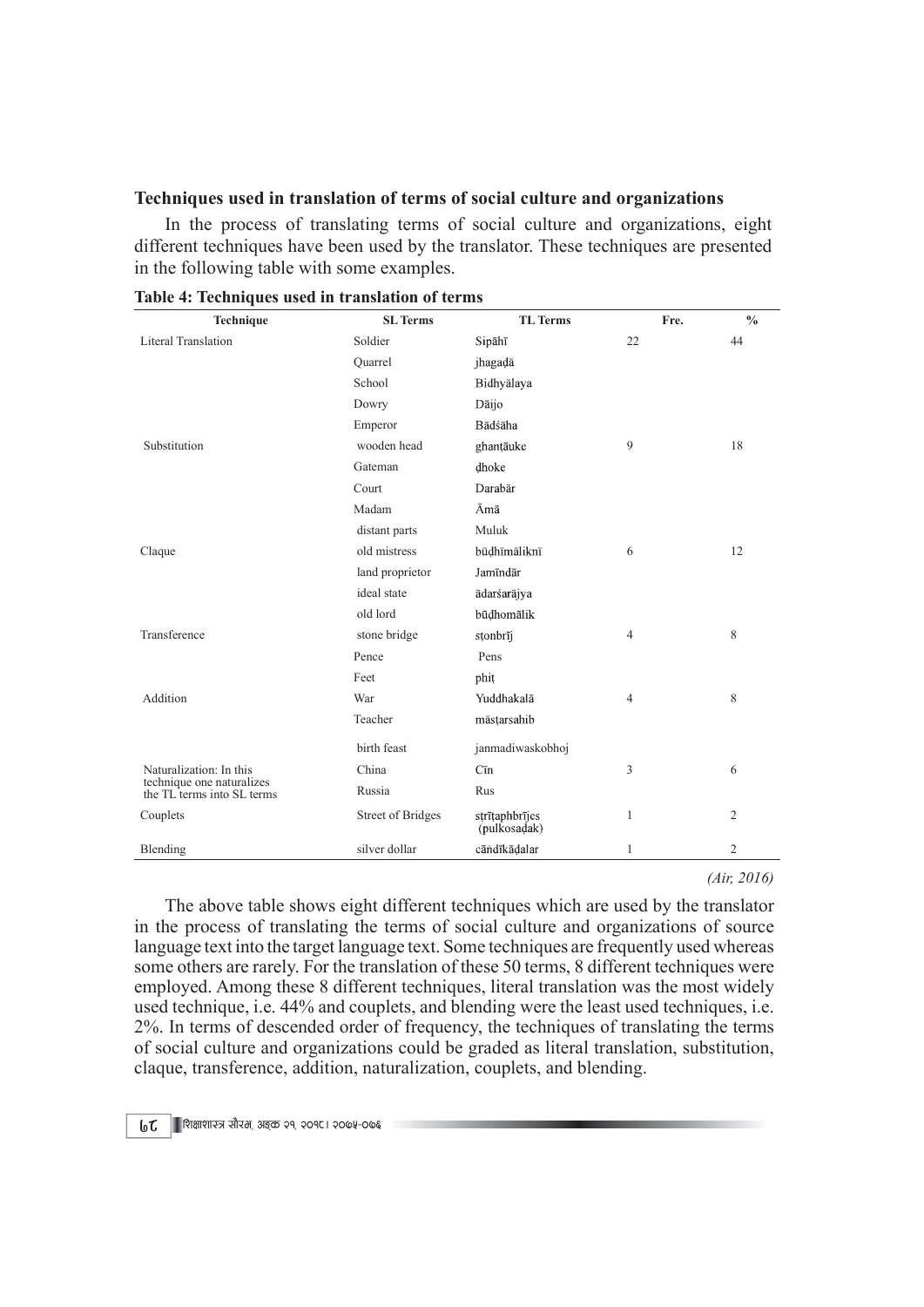**Techniques used in translation of terms of social culture and organizations**

In the process of translating terms of social culture and organizations, eight different techniques have been used by the translator. These techniques are presented in the following table with some examples.

**Table 4: Techniques used in translation of terms**

| Technique | SL Terms | TL Terms | Fre. | % |
|---|---|---|---|---|
| Literal Translation | Soldier | Sipāhī | 22 | 44 |
| | Quarrel | jhagaḍā | | |
| | School | Bidhyālaya | | |
| | Dowry | Dāijo | | |
| | Emperor | Bādśāha | | |
| Substitution | wooden head | ghanṭāuke | 9 | 18 |
| | Gateman | ḍhoke | | |
| | Court | Darabār | | |
| | Madam | Āmā | | |
| | distant parts | Muluk | | |
| Claque | old mistress | būḍhīmāliknī | 6 | 12 |
| | land proprietor | Jamīndār | | |
| | ideal state | ādarśarājya | | |
| | old lord | būḍhomālik | | |
| Transference | stone bridge | sṭonbrīj | 4 | 8 |
| | Pence | Pens | | |
| | Feet | phiṭ | | |
| Addition | War | Yuddhakalā | 4 | 8 |
| | Teacher | māsṭarsahib | | |
| | birth feast | janmadiwaskobhoj | | |
| Naturalization: In this technique one naturalizes the TL terms into SL terms | China | Cīn | 3 | 6 |
| | Russia | Rus | | |
| Couplets | Street of Bridges | sṭrīṭaphbrījes (pulkosaḍak) | 1 | 2 |
| Blending | silver dollar | cā̃dīkāḍalar | 1 | 2 |

*(Air, 2016)*

The above table shows eight different techniques which are used by the translator in the process of translating the terms of social culture and organizations of source language text into the target language text. Some techniques are frequently used whereas some others are rarely. For the translation of these 50 terms, 8 different techniques were employed. Among these 8 different techniques, literal translation was the most widely used technique, i.e. 44% and couplets, and blending were the least used techniques, i.e. 2%. In terms of descended order of frequency, the techniques of translating the terms of social culture and organizations could be graded as literal translation, substitution, claque, transference, addition, naturalization, couplets, and blending.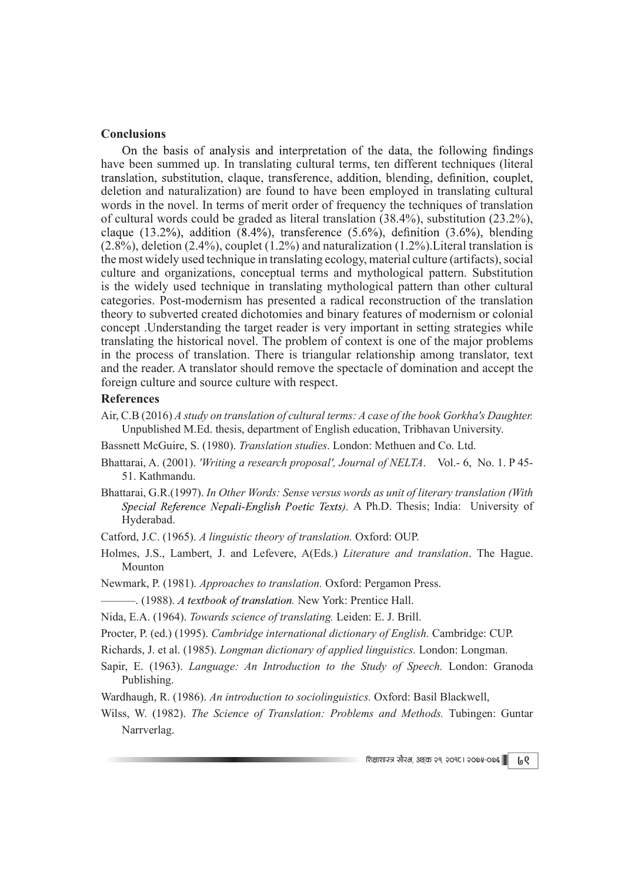## Conclusions

On the basis of analysis and interpretation of the data, the following findings have been summed up. In translating cultural terms, ten different techniques (literal translation, substitution, claque, transference, addition, blending, definition, couplet, deletion and naturalization) are found to have been employed in translating cultural words in the novel. In terms of merit order of frequency the techniques of translation of cultural words could be graded as literal translation (38.4%), substitution (23.2%), claque (13.2%), addition (8.4%), transference (5.6%), definition (3.6%), blending (2.8%), deletion (2.4%), couplet (1.2%) and naturalization (1.2%).Literal translation is the most widely used technique in translating ecology, material culture (artifacts), social culture and organizations, conceptual terms and mythological pattern. Substitution is the widely used technique in translating mythological pattern than other cultural categories. Post-modernism has presented a radical reconstruction of the translation theory to subverted created dichotomies and binary features of modernism or colonial concept .Understanding the target reader is very important in setting strategies while translating the historical novel. The problem of context is one of the major problems in the process of translation. There is triangular relationship among translator, text and the reader. A translator should remove the spectacle of domination and accept the foreign culture and source culture with respect.

## References

Air, C.B (2016) *A study on translation of cultural terms: A case of the book Gorkha's Daughter.* Unpublished M.Ed. thesis, department of English education, Tribhavan University.

Bassnett McGuire, S. (1980). *Translation studies*. London: Methuen and Co. Ltd.

Bhattarai, A. (2001). *'Writing a research proposal', Journal of NELTA*. Vol.- 6, No. 1. P 45-51. Kathmandu.

Bhattarai, G.R.(1997). *In Other Words: Sense versus words as unit of literary translation (With Special Reference Nepali-English Poetic Texts)*. A Ph.D. Thesis; India: University of Hyderabad.

Catford, J.C. (1965). *A linguistic theory of translation.* Oxford: OUP.

Holmes, J.S., Lambert, J. and Lefevere, A(Eds.) *Literature and translation*. The Hague. Mounton

Newmark, P. (1981). *Approaches to translation.* Oxford: Pergamon Press.

———. (1988). *A textbook of translation.* New York: Prentice Hall.

Nida, E.A. (1964). *Towards science of translating.* Leiden: E. J. Brill.

Procter, P. (ed.) (1995). *Cambridge international dictionary of English.* Cambridge: CUP.

Richards, J. et al. (1985). *Longman dictionary of applied linguistics.* London: Longman.

Sapir, E. (1963). *Language: An Introduction to the Study of Speech.* London: Granoda Publishing.

Wardhaugh, R. (1986). *An introduction to sociolinguistics.* Oxford: Basil Blackwell,

Wilss, W. (1982). *The Science of Translation: Problems and Methods.* Tubingen: Guntar Narrverlag.